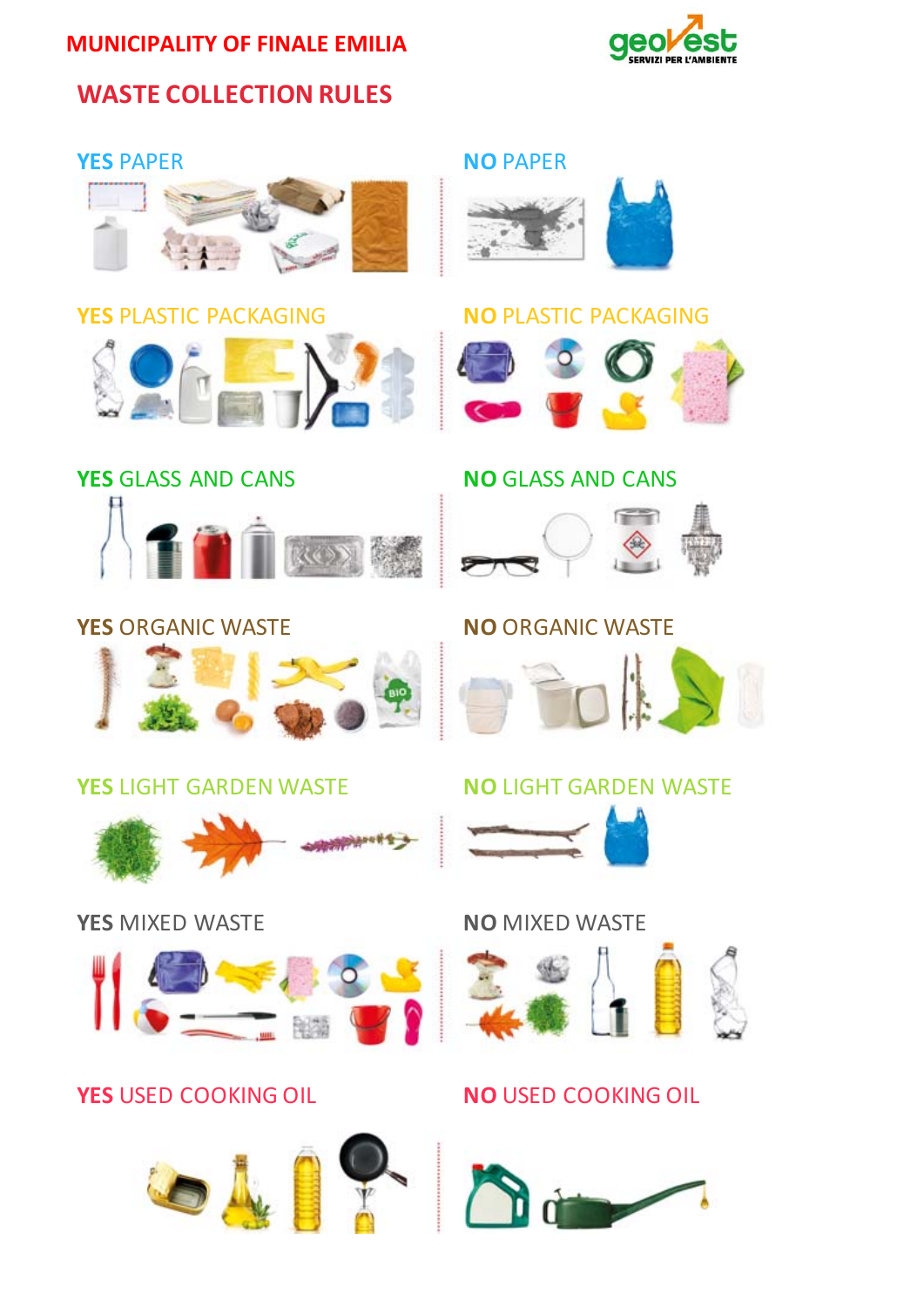MUNICIPALITY OF FINALE EMILIA

geovest
SERVIZI PER L'AMBIENTE

# WASTE COLLECTION RULES

**YES** PAPER

**NO** PAPER

**YES** PLASTIC PACKAGING

**NO** PLASTIC PACKAGING

**YES** GLASS AND CANS

**NO** GLASS AND CANS

**YES** ORGANIC WASTE

**NO** ORGANIC WASTE

**YES** LIGHT GARDEN WASTE

**NO** LIGHT GARDEN WASTE

**YES** MIXED WASTE

**NO** MIXED WASTE

**YES** USED COOKING OIL

**NO** USED COOKING OIL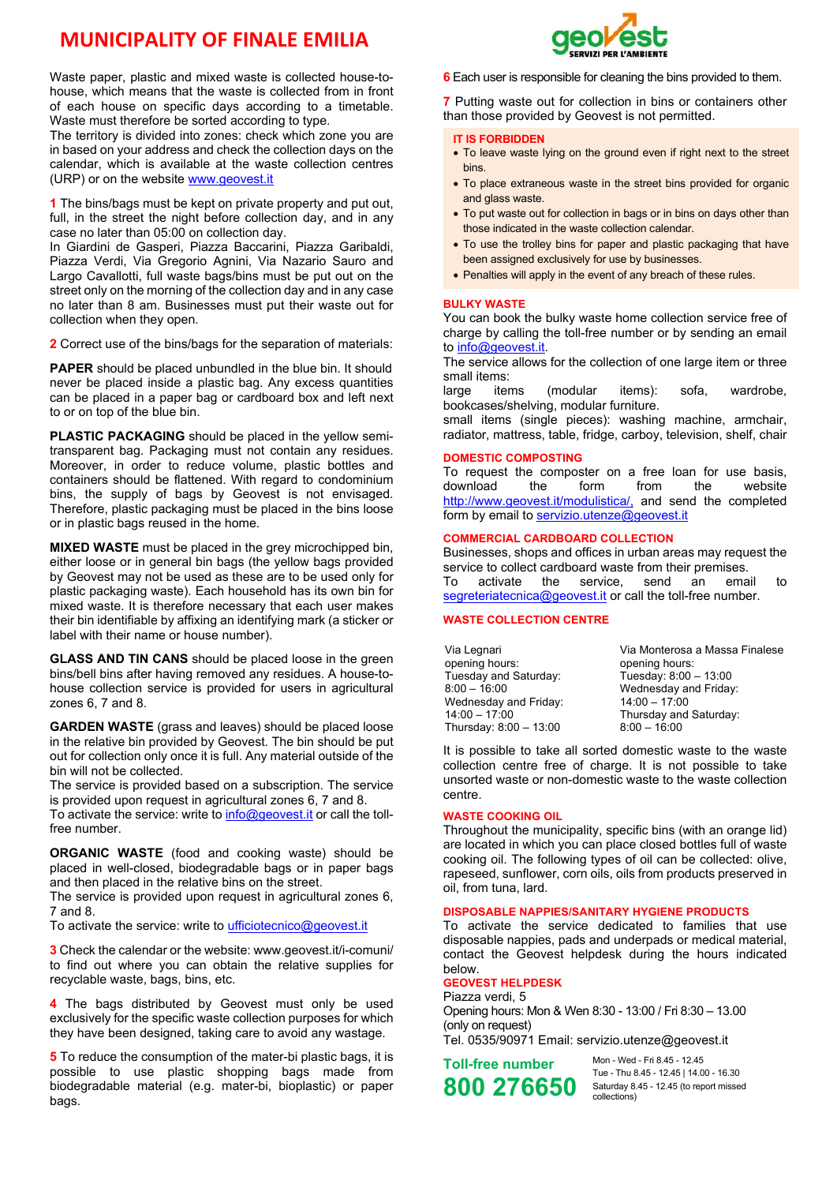# MUNICIPALITY OF FINALE EMILIA

Waste paper, plastic and mixed waste is collected house-to-house, which means that the waste is collected from in front of each house on specific days according to a timetable. Waste must therefore be sorted according to type.
The territory is divided into zones: check which zone you are in based on your address and check the collection days on the calendar, which is available at the waste collection centres (URP) or on the website www.geovest.it

**1** The bins/bags must be kept on private property and put out, full, in the street the night before collection day, and in any case no later than 05:00 on collection day.
In Giardini de Gasperi, Piazza Baccarini, Piazza Garibaldi, Piazza Verdi, Via Gregorio Agnini, Via Nazario Sauro and Largo Cavallotti, full waste bags/bins must be put out on the street only on the morning of the collection day and in any case no later than 8 am. Businesses must put their waste out for collection when they open.

**2** Correct use of the bins/bags for the separation of materials:

**PAPER** should be placed unbundled in the blue bin. It should never be placed inside a plastic bag. Any excess quantities can be placed in a paper bag or cardboard box and left next to or on top of the blue bin.

**PLASTIC PACKAGING** should be placed in the yellow semi-transparent bag. Packaging must not contain any residues. Moreover, in order to reduce volume, plastic bottles and containers should be flattened. With regard to condominium bins, the supply of bags by Geovest is not envisaged. Therefore, plastic packaging must be placed in the bins loose or in plastic bags reused in the home.

**MIXED WASTE** must be placed in the grey microchipped bin, either loose or in general bin bags (the yellow bags provided by Geovest may not be used as these are to be used only for plastic packaging waste). Each household has its own bin for mixed waste. It is therefore necessary that each user makes their bin identifiable by affixing an identifying mark (a sticker or label with their name or house number).

**GLASS AND TIN CANS** should be placed loose in the green bins/bell bins after having removed any residues. A house-to-house collection service is provided for users in agricultural zones 6, 7 and 8.

**GARDEN WASTE** (grass and leaves) should be placed loose in the relative bin provided by Geovest. The bin should be put out for collection only once it is full. Any material outside of the bin will not be collected.
The service is provided based on a subscription. The service is provided upon request in agricultural zones 6, 7 and 8.
To activate the service: write to info@geovest.it or call the toll-free number.

**ORGANIC WASTE** (food and cooking waste) should be placed in well-closed, biodegradable bags or in paper bags and then placed in the relative bins on the street.
The service is provided upon request in agricultural zones 6, 7 and 8.
To activate the service: write to ufficiotecnico@geovest.it

**3** Check the calendar or the website: www.geovest.it/i-comuni/ to find out where you can obtain the relative supplies for recyclable waste, bags, bins, etc.

**4** The bags distributed by Geovest must only be used exclusively for the specific waste collection purposes for which they have been designed, taking care to avoid any wastage.

**5** To reduce the consumption of the mater-bi plastic bags, it is possible to use plastic shopping bags made from biodegradable material (e.g. mater-bi, bioplastic) or paper bags.

**6** Each user is responsible for cleaning the bins provided to them.

**7** Putting waste out for collection in bins or containers other than those provided by Geovest is not permitted.

### IT IS FORBIDDEN

- To leave waste lying on the ground even if right next to the street bins.
- To place extraneous waste in the street bins provided for organic and glass waste.
- To put waste out for collection in bags or in bins on days other than those indicated in the waste collection calendar.
- To use the trolley bins for paper and plastic packaging that have been assigned exclusively for use by businesses.
- Penalties will apply in the event of any breach of these rules.

### BULKY WASTE

You can book the bulky waste home collection service free of charge by calling the toll-free number or by sending an email to info@geovest.it.
The service allows for the collection of one large item or three small items:
large items (modular items): sofa, wardrobe, bookcases/shelving, modular furniture.
small items (single pieces): washing machine, armchair, radiator, mattress, table, fridge, carboy, television, shelf, chair

### DOMESTIC COMPOSTING

To request the composter on a free loan for use basis, download the form from the website http://www.geovest.it/modulistica/, and send the completed form by email to servizio.utenze@geovest.it

### COMMERCIAL CARDBOARD COLLECTION

Businesses, shops and offices in urban areas may request the service to collect cardboard waste from their premises.
To activate the service, send an email to segreteriatecnica@geovest.it or call the toll-free number.

### WASTE COLLECTION CENTRE

| Via Legnari | Via Monterosa a Massa Finalese |
|---|---|
| opening hours: | opening hours: |
| Tuesday and Saturday: 8:00 – 16:00 | Tuesday: 8:00 – 13:00 |
| Wednesday and Friday: 14:00 – 17:00 | Wednesday and Friday: 14:00 – 17:00 |
| Thursday: 8:00 – 13:00 | Thursday and Saturday: 8:00 – 16:00 |

It is possible to take all sorted domestic waste to the waste collection centre free of charge. It is not possible to take unsorted waste or non-domestic waste to the waste collection centre.

### WASTE COOKING OIL

Throughout the municipality, specific bins (with an orange lid) are located in which you can place closed bottles full of waste cooking oil. The following types of oil can be collected: olive, rapeseed, sunflower, corn oils, oils from products preserved in oil, from tuna, lard.

### DISPOSABLE NAPPIES/SANITARY HYGIENE PRODUCTS

To activate the service dedicated to families that use disposable nappies, pads and underpads or medical material, contact the Geovest helpdesk during the hours indicated below.

### GEOVEST HELPDESK

Piazza verdi, 5
Opening hours: Mon & Wen 8:30 - 13:00 / Fri 8:30 – 13.00 (only on request)
Tel. 0535/90971 Email: servizio.utenze@geovest.it

**Toll-free number**
**800 276650**

Mon - Wed - Fri 8.45 - 12.45
Tue - Thu 8.45 - 12.45 | 14.00 - 16.30
Saturday 8.45 - 12.45 (to report missed collections)